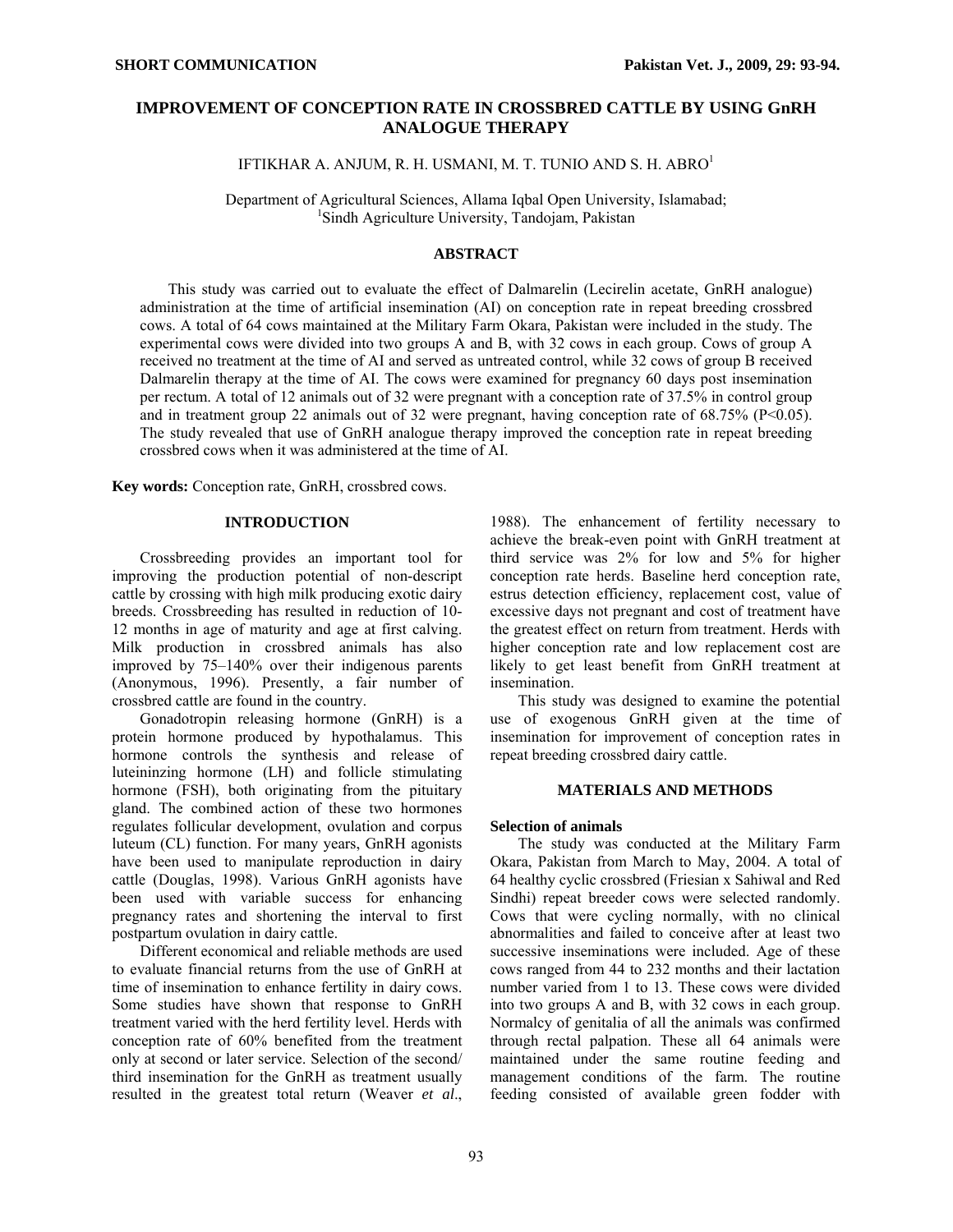**SHORT COMMUNICATION**

# IMPROVEMENT OF CONCEPTION RATE IN CROSSBRED CATTLE BY USING GnRH ANALOGUE THERAPY

IFTIKHAR A. ANJUM, R. H. USMANI, M. T. TUNIO AND S. H. ABRO[1]

Department of Agricultural Sciences, Allama Iqbal Open University, Islamabad;
[1]Sindh Agriculture University, Tandojam, Pakistan

## ABSTRACT

This study was carried out to evaluate the effect of Dalmarelin (Lecirelin acetate, GnRH analogue) administration at the time of artificial insemination (AI) on conception rate in repeat breeding crossbred cows. A total of 64 cows maintained at the Military Farm Okara, Pakistan were included in the study. The experimental cows were divided into two groups A and B, with 32 cows in each group. Cows of group A received no treatment at the time of AI and served as untreated control, while 32 cows of group B received Dalmarelin therapy at the time of AI. The cows were examined for pregnancy 60 days post insemination per rectum. A total of 12 animals out of 32 were pregnant with a conception rate of 37.5% in control group and in treatment group 22 animals out of 32 were pregnant, having conception rate of 68.75% ($P<0.05$). The study revealed that use of GnRH analogue therapy improved the conception rate in repeat breeding crossbred cows when it was administered at the time of AI.

**Key words:** Conception rate, GnRH, crossbred cows.

## INTRODUCTION

Crossbreeding provides an important tool for improving the production potential of non-descript cattle by crossing with high milk producing exotic dairy breeds. Crossbreeding has resulted in reduction of 10-12 months in age of maturity and age at first calving. Milk production in crossbred animals has also improved by 75–140% over their indigenous parents (Anonymous, 1996). Presently, a fair number of crossbred cattle are found in the country.

Gonadotropin releasing hormone (GnRH) is a protein hormone produced by hypothalamus. This hormone controls the synthesis and release of luteininzing hormone (LH) and follicle stimulating hormone (FSH), both originating from the pituitary gland. The combined action of these two hormones regulates follicular development, ovulation and corpus luteum (CL) function. For many years, GnRH agonists have been used to manipulate reproduction in dairy cattle (Douglas, 1998). Various GnRH agonists have been used with variable success for enhancing pregnancy rates and shortening the interval to first postpartum ovulation in dairy cattle.

Different economical and reliable methods are used to evaluate financial returns from the use of GnRH at time of insemination to enhance fertility in dairy cows. Some studies have shown that response to GnRH treatment varied with the herd fertility level. Herds with conception rate of 60% benefited from the treatment only at second or later service. Selection of the second/third insemination for the GnRH as treatment usually resulted in the greatest total return (Weaver *et al*., 1988). The enhancement of fertility necessary to achieve the break-even point with GnRH treatment at third service was 2% for low and 5% for higher conception rate herds. Baseline herd conception rate, estrus detection efficiency, replacement cost, value of excessive days not pregnant and cost of treatment have the greatest effect on return from treatment. Herds with higher conception rate and low replacement cost are likely to get least benefit from GnRH treatment at insemination.

This study was designed to examine the potential use of exogenous GnRH given at the time of insemination for improvement of conception rates in repeat breeding crossbred dairy cattle.

## MATERIALS AND METHODS

### Selection of animals

The study was conducted at the Military Farm Okara, Pakistan from March to May, 2004. A total of 64 healthy cyclic crossbred (Friesian x Sahiwal and Red Sindhi) repeat breeder cows were selected randomly. Cows that were cycling normally, with no clinical abnormalities and failed to conceive after at least two successive inseminations were included. Age of these cows ranged from 44 to 232 months and their lactation number varied from 1 to 13. These cows were divided into two groups A and B, with 32 cows in each group. Normalcy of genitalia of all the animals was confirmed through rectal palpation. These all 64 animals were maintained under the same routine feeding and management conditions of the farm. The routine feeding consisted of available green fodder with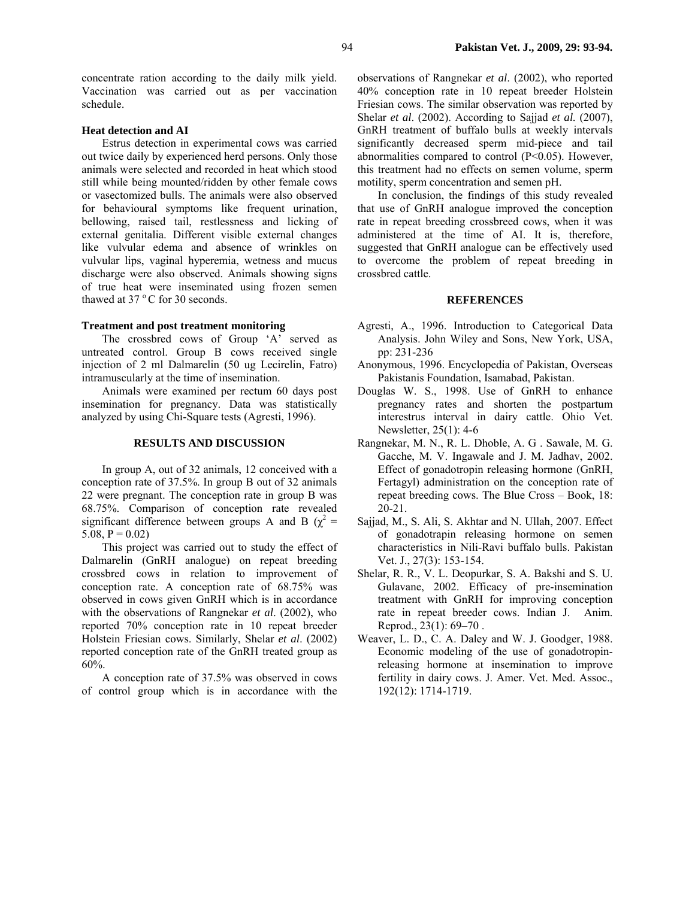concentrate ration according to the daily milk yield. Vaccination was carried out as per vaccination schedule.

### Heat detection and AI

Estrus detection in experimental cows was carried out twice daily by experienced herd persons. Only those animals were selected and recorded in heat which stood still while being mounted/ridden by other female cows or vasectomized bulls. The animals were also observed for behavioural symptoms like frequent urination, bellowing, raised tail, restlessness and licking of external genitalia. Different visible external changes like vulvular edema and absence of wrinkles on vulvular lips, vaginal hyperemia, wetness and mucus discharge were also observed. Animals showing signs of true heat were inseminated using frozen semen thawed at 37 $^{o}$C for 30 seconds.

### Treatment and post treatment monitoring

The crossbred cows of Group 'A' served as untreated control. Group B cows received single injection of 2 ml Dalmarelin (50 ug Lecirelin, Fatro) intramuscularly at the time of insemination.

Animals were examined per rectum 60 days post insemination for pregnancy. Data was statistically analyzed by using Chi-Square tests (Agresti, 1996).

## RESULTS AND DISCUSSION

In group A, out of 32 animals, 12 conceived with a conception rate of 37.5%. In group B out of 32 animals 22 were pregnant. The conception rate in group B was 68.75%. Comparison of conception rate revealed significant difference between groups A and B ($\chi^2$ = 5.08, P = 0.02)

This project was carried out to study the effect of Dalmarelin (GnRH analogue) on repeat breeding crossbred cows in relation to improvement of conception rate. A conception rate of 68.75% was observed in cows given GnRH which is in accordance with the observations of Rangnekar *et al*. (2002), who reported 70% conception rate in 10 repeat breeder Holstein Friesian cows. Similarly, Shelar *et al*. (2002) reported conception rate of the GnRH treated group as 60%.

A conception rate of 37.5% was observed in cows of control group which is in accordance with the observations of Rangnekar *et al*. (2002), who reported 40% conception rate in 10 repeat breeder Holstein Friesian cows. The similar observation was reported by Shelar *et al*. (2002). According to Sajjad *et al.* (2007), GnRH treatment of buffalo bulls at weekly intervals significantly decreased sperm mid-piece and tail abnormalities compared to control (P<0.05). However, this treatment had no effects on semen volume, sperm motility, sperm concentration and semen pH.

In conclusion, the findings of this study revealed that use of GnRH analogue improved the conception rate in repeat breeding crossbreed cows, when it was administered at the time of AI. It is, therefore, suggested that GnRH analogue can be effectively used to overcome the problem of repeat breeding in crossbred cattle.

## REFERENCES

Agresti, A., 1996. Introduction to Categorical Data Analysis. John Wiley and Sons, New York, USA, pp: 231-236

Anonymous, 1996. Encyclopedia of Pakistan, Overseas Pakistanis Foundation, Isamabad, Pakistan.

Douglas W. S., 1998. Use of GnRH to enhance pregnancy rates and shorten the postpartum interestrus interval in dairy cattle. Ohio Vet. Newsletter, 25(1): 4-6

Rangnekar, M. N., R. L. Dhoble, A. G . Sawale, M. G. Gacche, M. V. Ingawale and J. M. Jadhav, 2002. Effect of gonadotropin releasing hormone (GnRH, Fertagyl) administration on the conception rate of repeat breeding cows. The Blue Cross – Book, 18: 20-21.

Sajjad, M., S. Ali, S. Akhtar and N. Ullah, 2007. Effect of gonadotrapin releasing hormone on semen characteristics in Nili-Ravi buffalo bulls. Pakistan Vet. J., 27(3): 153-154.

Shelar, R. R., V. L. Deopurkar, S. A. Bakshi and S. U. Gulavane, 2002. Efficacy of pre-insemination treatment with GnRH for improving conception rate in repeat breeder cows. Indian J. Anim. Reprod., 23(1): 69–70 .

Weaver, L. D., C. A. Daley and W. J. Goodger, 1988. Economic modeling of the use of gonadotropin-releasing hormone at insemination to improve fertility in dairy cows. J. Amer. Vet. Med. Assoc., 192(12): 1714-1719.